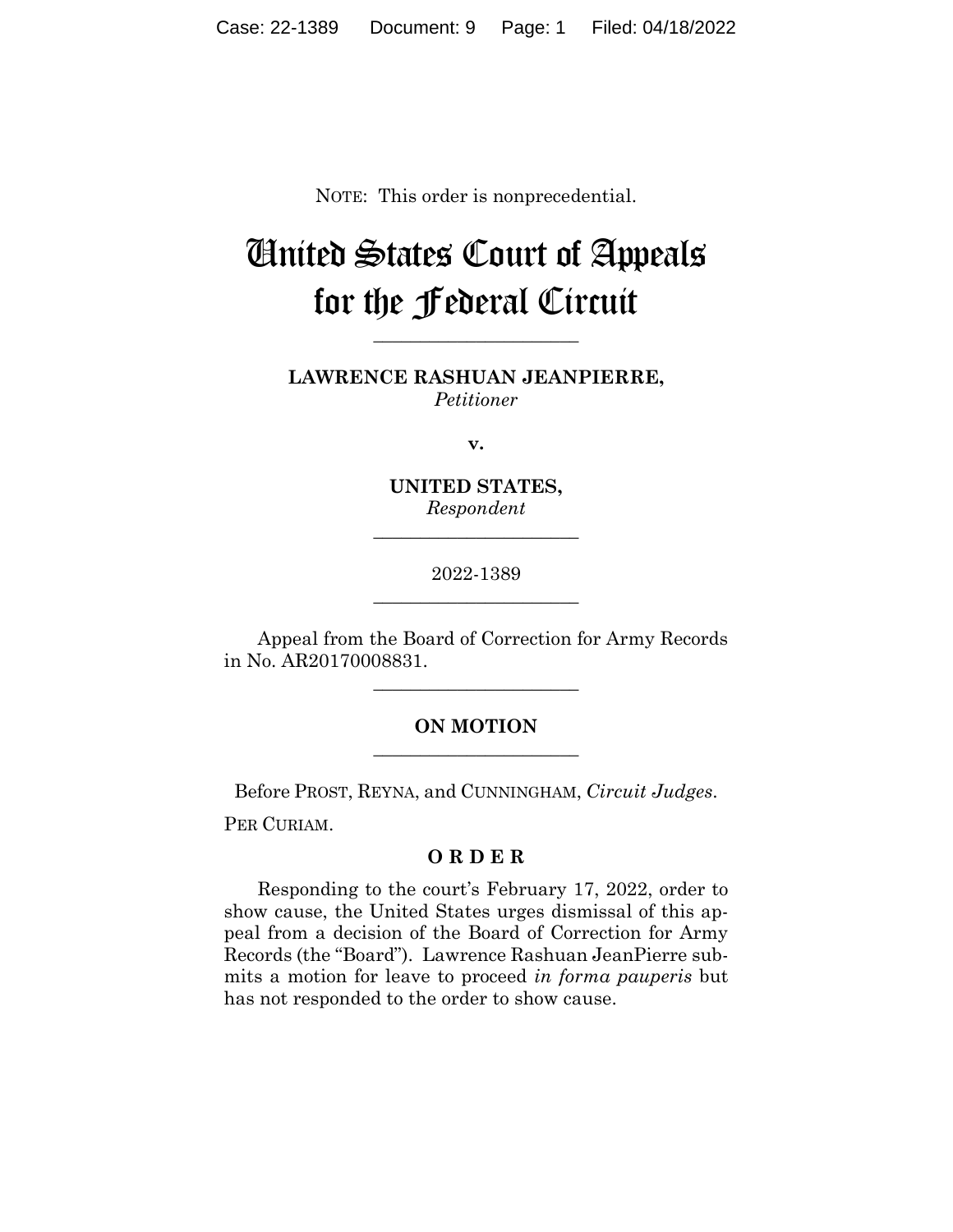NOTE: This order is nonprecedential.

# United States Court of Appeals for the Federal Circuit

---

**LAWRENCE RASHUAN JEANPIERRE,**
*Petitioner*

**v.**

**UNITED STATES,**
*Respondent*

---

2022-1389

---

Appeal from the Board of Correction for Army Records in No. AR20170008831.

---

**ON MOTION**

---

Before PROST, REYNA, and CUNNINGHAM, *Circuit Judges*.

PER CURIAM.

**O R D E R**

Responding to the court's February 17, 2022, order to show cause, the United States urges dismissal of this appeal from a decision of the Board of Correction for Army Records (the "Board"). Lawrence Rashuan JeanPierre submits a motion for leave to proceed *in forma pauperis* but has not responded to the order to show cause.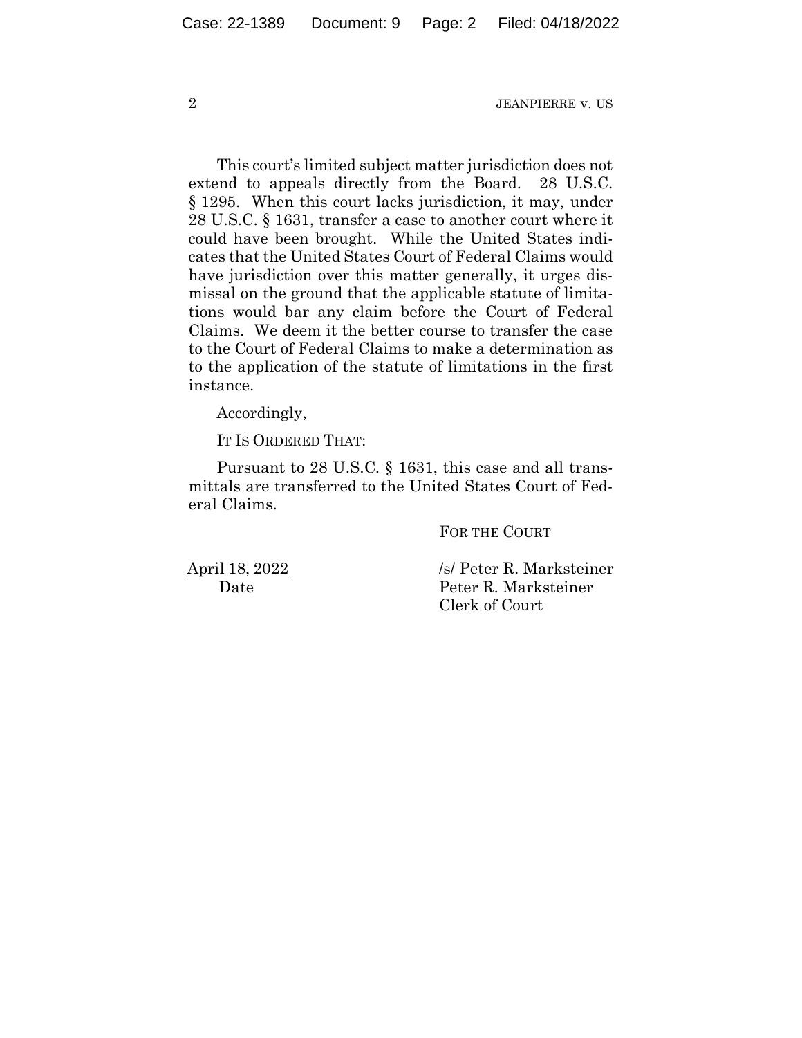This court's limited subject matter jurisdiction does not extend to appeals directly from the Board. 28 U.S.C. § 1295. When this court lacks jurisdiction, it may, under 28 U.S.C. § 1631, transfer a case to another court where it could have been brought. While the United States indicates that the United States Court of Federal Claims would have jurisdiction over this matter generally, it urges dismissal on the ground that the applicable statute of limitations would bar any claim before the Court of Federal Claims. We deem it the better course to transfer the case to the Court of Federal Claims to make a determination as to the application of the statute of limitations in the first instance.

Accordingly,

IT IS ORDERED THAT:

Pursuant to 28 U.S.C. § 1631, this case and all transmittals are transferred to the United States Court of Federal Claims.

FOR THE COURT

April 18, 2022
Date

/s/ Peter R. Marksteiner
Peter R. Marksteiner
Clerk of Court